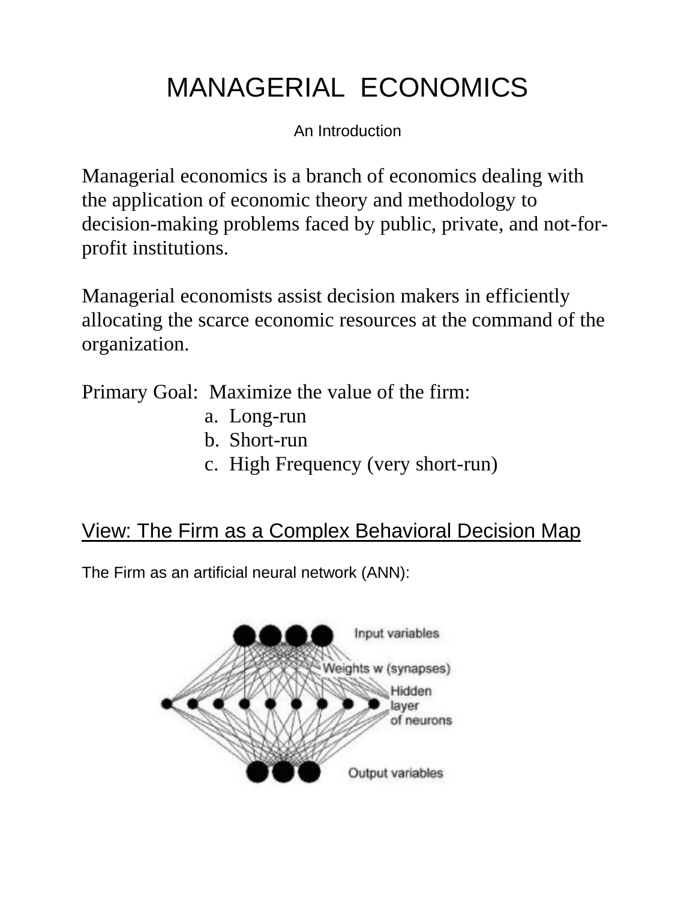# MANAGERIAL ECONOMICS

An Introduction

Managerial economics is a branch of economics dealing with the application of economic theory and methodology to decision-making problems faced by public, private, and not-for-profit institutions.

Managerial economists assist decision makers in efficiently allocating the scarce economic resources at the command of the organization.

Primary Goal: Maximize the value of the firm:

a. Long-run
b. Short-run
c. High Frequency (very short-run)

## View: The Firm as a Complex Behavioral Decision Map

The Firm as an artificial neural network (ANN):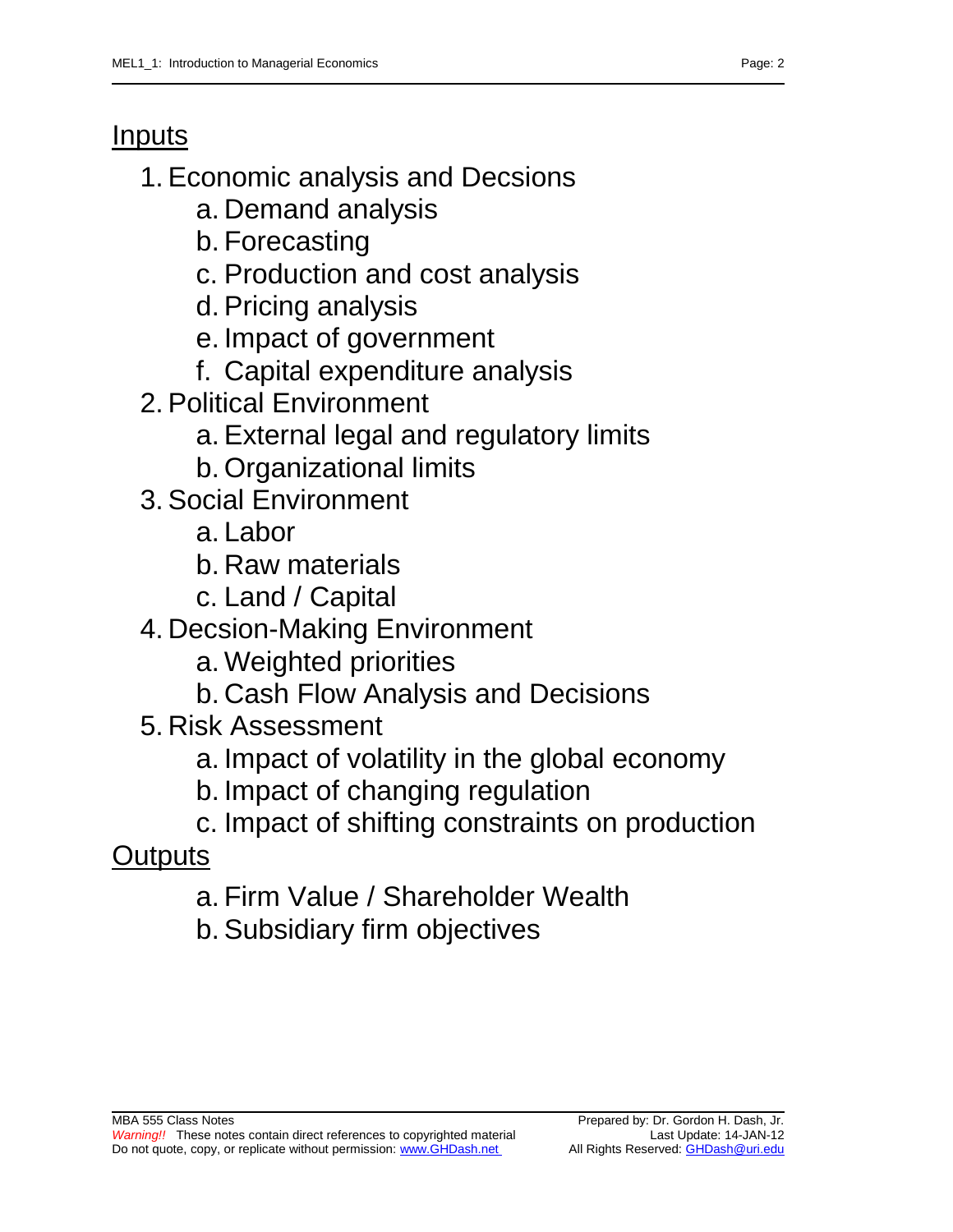## Inputs

1. Economic analysis and Decsions
    a. Demand analysis
    b. Forecasting
    c. Production and cost analysis
    d. Pricing analysis
    e. Impact of government
    f. Capital expenditure analysis
2. Political Environment
    a. External legal and regulatory limits
    b. Organizational limits
3. Social Environment
    a. Labor
    b. Raw materials
    c. Land / Capital
4. Decsion-Making Environment
    a. Weighted priorities
    b. Cash Flow Analysis and Decisions
5. Risk Assessment
    a. Impact of volatility in the global economy
    b. Impact of changing regulation
    c. Impact of shifting constraints on production

## Outputs

a. Firm Value / Shareholder Wealth
b. Subsidiary firm objectives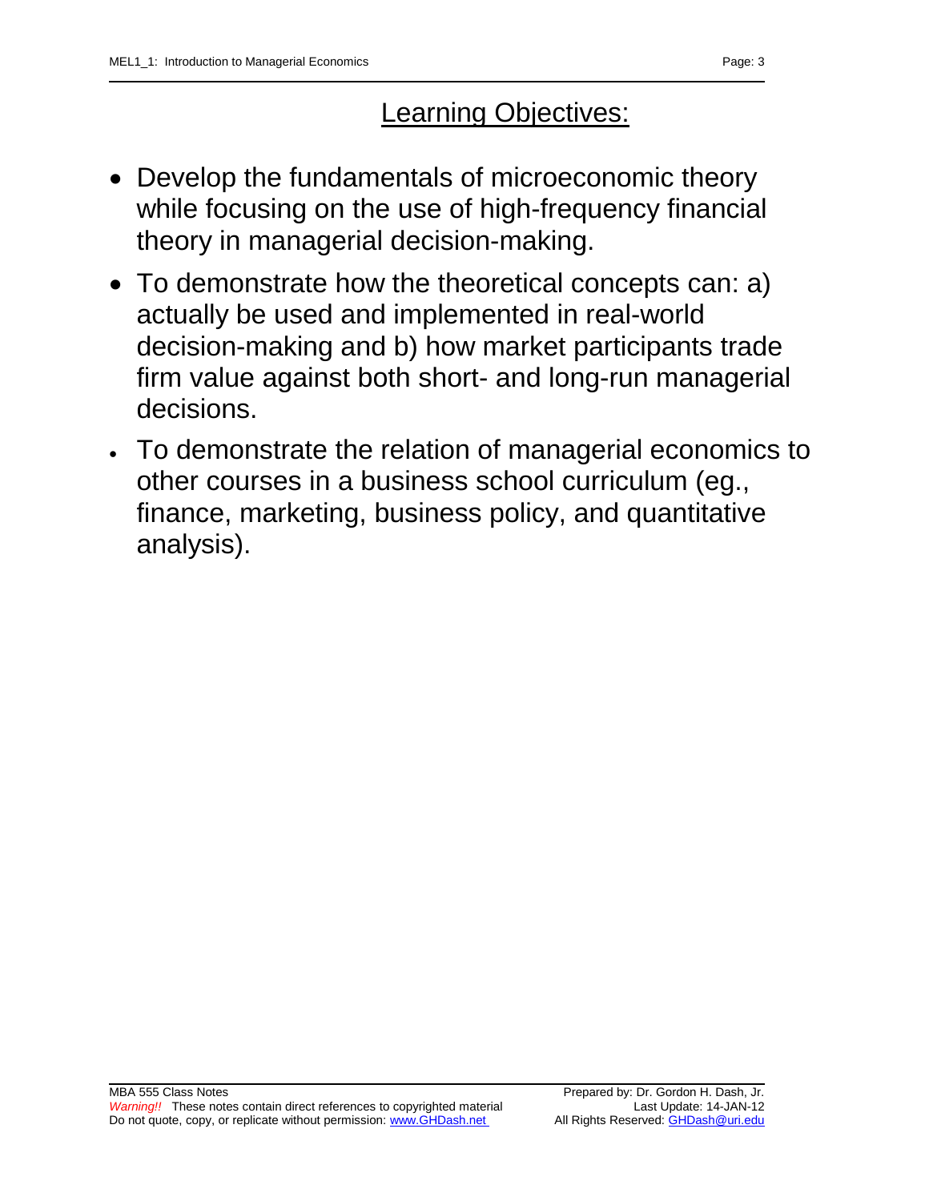## Learning Objectives:

- Develop the fundamentals of microeconomic theory while focusing on the use of high-frequency financial theory in managerial decision-making.
- To demonstrate how the theoretical concepts can: a) actually be used and implemented in real-world decision-making and b) how market participants trade firm value against both short- and long-run managerial decisions.
- To demonstrate the relation of managerial economics to other courses in a business school curriculum (eg., finance, marketing, business policy, and quantitative analysis).